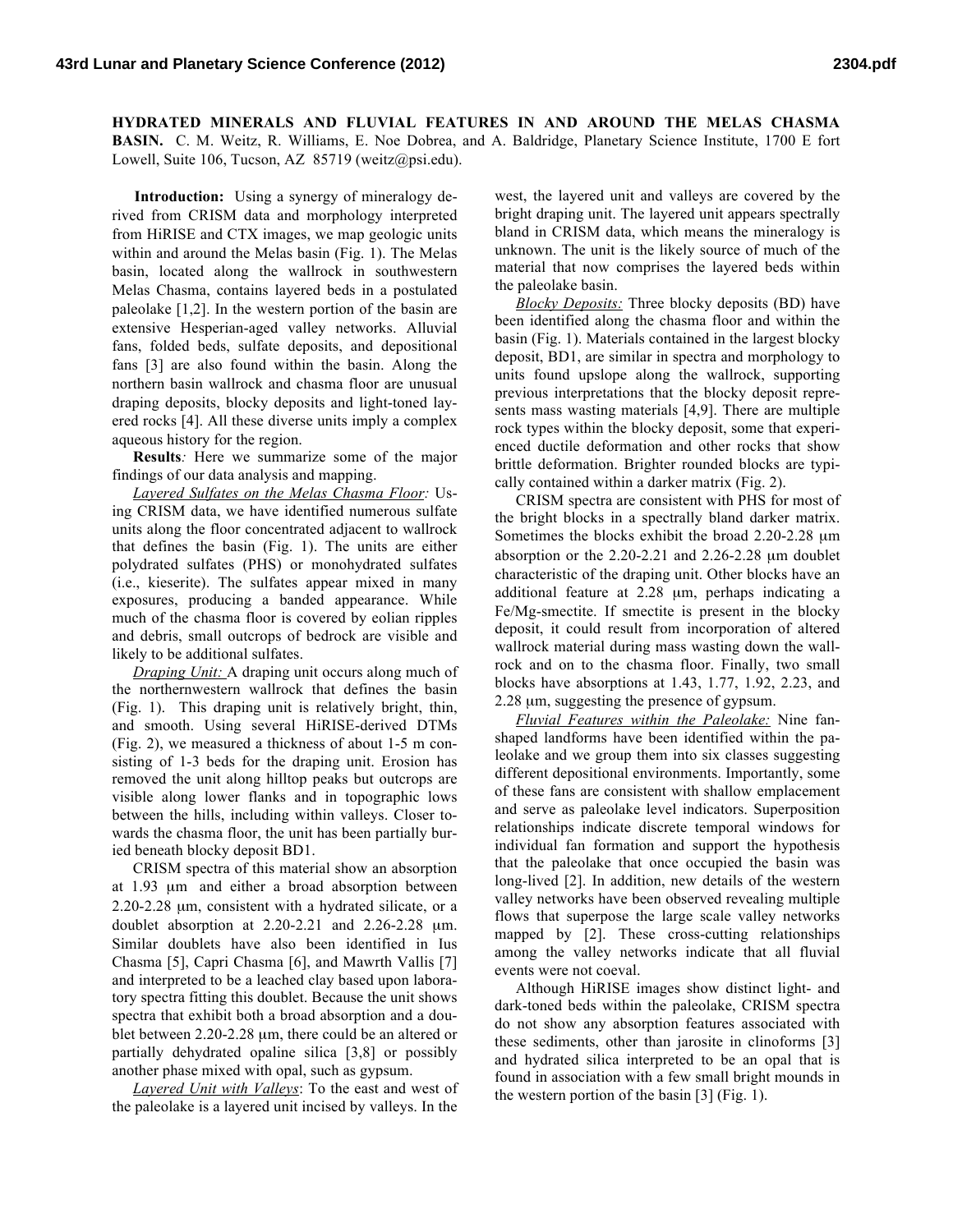**HYDRATED MINERALS AND FLUVIAL FEATURES IN AND AROUND THE MELAS CHASMA BASIN.** C. M. Weitz, R. Williams, E. Noe Dobrea, and A. Baldridge, Planetary Science Institute, 1700 E fort Lowell, Suite 106, Tucson, AZ 85719 (weitz@psi.edu).

**Introduction:** Using a synergy of mineralogy derived from CRISM data and morphology interpreted from HiRISE and CTX images, we map geologic units within and around the Melas basin (Fig. 1). The Melas basin, located along the wallrock in southwestern Melas Chasma, contains layered beds in a postulated paleolake [1,2]. In the western portion of the basin are extensive Hesperian-aged valley networks. Alluvial fans, folded beds, sulfate deposits, and depositional fans [3] are also found within the basin. Along the northern basin wallrock and chasma floor are unusual draping deposits, blocky deposits and light-toned layered rocks [4]. All these diverse units imply a complex aqueous history for the region.

**Results***:* Here we summarize some of the major findings of our data analysis and mapping.

*Layered Sulfates on the Melas Chasma Floor:* Using CRISM data, we have identified numerous sulfate units along the floor concentrated adjacent to wallrock that defines the basin (Fig. 1). The units are either polydrated sulfates (PHS) or monohydrated sulfates (i.e., kieserite). The sulfates appear mixed in many exposures, producing a banded appearance. While much of the chasma floor is covered by eolian ripples and debris, small outcrops of bedrock are visible and likely to be additional sulfates.

*Draping Unit:* A draping unit occurs along much of the northernwestern wallrock that defines the basin (Fig. 1). This draping unit is relatively bright, thin, and smooth. Using several HiRISE-derived DTMs (Fig. 2), we measured a thickness of about 1-5 m consisting of 1-3 beds for the draping unit. Erosion has removed the unit along hilltop peaks but outcrops are visible along lower flanks and in topographic lows between the hills, including within valleys. Closer towards the chasma floor, the unit has been partially buried beneath blocky deposit BD1.

CRISM spectra of this material show an absorption at 1.93 μm and either a broad absorption between 2.20-2.28 μm, consistent with a hydrated silicate, or a doublet absorption at 2.20-2.21 and 2.26-2.28 μm. Similar doublets have also been identified in Ius Chasma [5], Capri Chasma [6], and Mawrth Vallis [7] and interpreted to be a leached clay based upon laboratory spectra fitting this doublet. Because the unit shows spectra that exhibit both a broad absorption and a doublet between 2.20-2.28 μm, there could be an altered or partially dehydrated opaline silica [3,8] or possibly another phase mixed with opal, such as gypsum.

*Layered Unit with Valleys*: To the east and west of the paleolake is a layered unit incised by valleys. In the west, the layered unit and valleys are covered by the bright draping unit. The layered unit appears spectrally bland in CRISM data, which means the mineralogy is unknown. The unit is the likely source of much of the material that now comprises the layered beds within the paleolake basin.

*Blocky Deposits:* Three blocky deposits (BD) have been identified along the chasma floor and within the basin (Fig. 1). Materials contained in the largest blocky deposit, BD1, are similar in spectra and morphology to units found upslope along the wallrock, supporting previous interpretations that the blocky deposit represents mass wasting materials [4,9]. There are multiple rock types within the blocky deposit, some that experienced ductile deformation and other rocks that show brittle deformation. Brighter rounded blocks are typically contained within a darker matrix (Fig. 2).

CRISM spectra are consistent with PHS for most of the bright blocks in a spectrally bland darker matrix. Sometimes the blocks exhibit the broad 2.20-2.28 μm absorption or the 2.20-2.21 and 2.26-2.28 μm doublet characteristic of the draping unit. Other blocks have an additional feature at 2.28 μm, perhaps indicating a Fe/Mg-smectite. If smectite is present in the blocky deposit, it could result from incorporation of altered wallrock material during mass wasting down the wallrock and on to the chasma floor. Finally, two small blocks have absorptions at 1.43, 1.77, 1.92, 2.23, and 2.28 μm, suggesting the presence of gypsum.

*Fluvial Features within the Paleolake:* Nine fan-shaped landforms have been identified within the paleolake and we group them into six classes suggesting different depositional environments. Importantly, some of these fans are consistent with shallow emplacement and serve as paleolake level indicators. Superposition relationships indicate discrete temporal windows for individual fan formation and support the hypothesis that the paleolake that once occupied the basin was long-lived [2]. In addition, new details of the western valley networks have been observed revealing multiple flows that superpose the large scale valley networks mapped by [2]. These cross-cutting relationships among the valley networks indicate that all fluvial events were not coeval.

Although HiRISE images show distinct light- and dark-toned beds within the paleolake, CRISM spectra do not show any absorption features associated with these sediments, other than jarosite in clinoforms [3] and hydrated silica interpreted to be an opal that is found in association with a few small bright mounds in the western portion of the basin [3] (Fig. 1).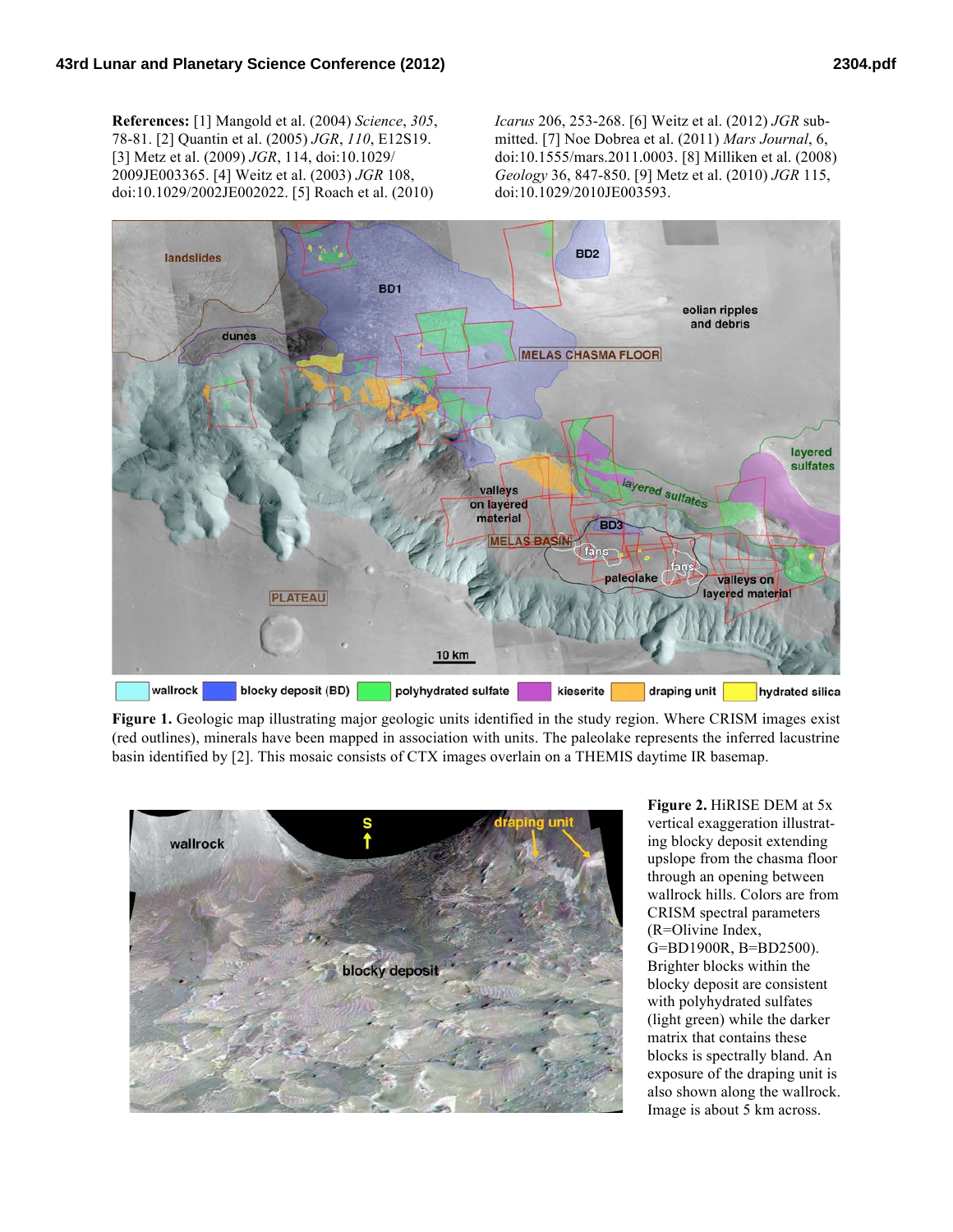**References:** [1] Mangold et al. (2004) *Science*, *305*, 78-81. [2] Quantin et al. (2005) *JGR*, *110*, E12S19. [3] Metz et al. (2009) *JGR*, 114, doi:10.1029/2009JE003365. [4] Weitz et al. (2003) *JGR* 108, doi:10.1029/2002JE002022. [5] Roach et al. (2010) *Icarus* 206, 253-268. [6] Weitz et al. (2012) *JGR* submitted. [7] Noe Dobrea et al. (2011) *Mars Journal*, 6, doi:10.1555/mars.2011.0003. [8] Milliken et al. (2008) *Geology* 36, 847-850. [9] Metz et al. (2010) *JGR* 115, doi:10.1029/2010JE003593.

landslides
BD1
BD2
dunes
eolian ripples and debris
MELAS CHASMA FLOOR
layered sulfates
layered sulfates
valleys on layered material
BD3
MELAS BASIN
fans
fans
paleolake
valleys on layered material
PLATEAU
10 km

wallrock | blocky deposit (BD) | polyhydrated sulfate | kieserite | draping unit | hydrated silica

**Figure 1.** Geologic map illustrating major geologic units identified in the study region. Where CRISM images exist (red outlines), minerals have been mapped in association with units. The paleolake represents the inferred lacustrine basin identified by [2]. This mosaic consists of CTX images overlain on a THEMIS daytime IR basemap.

wallrock
S
draping unit
blocky deposit

**Figure 2.** HiRISE DEM at 5x vertical exaggeration illustrating blocky deposit extending upslope from the chasma floor through an opening between wallrock hills. Colors are from CRISM spectral parameters (R=Olivine Index, G=BD1900R, B=BD2500). Brighter blocks within the blocky deposit are consistent with polyhydrated sulfates (light green) while the darker matrix that contains these blocks is spectrally bland. An exposure of the draping unit is also shown along the wallrock. Image is about 5 km across.